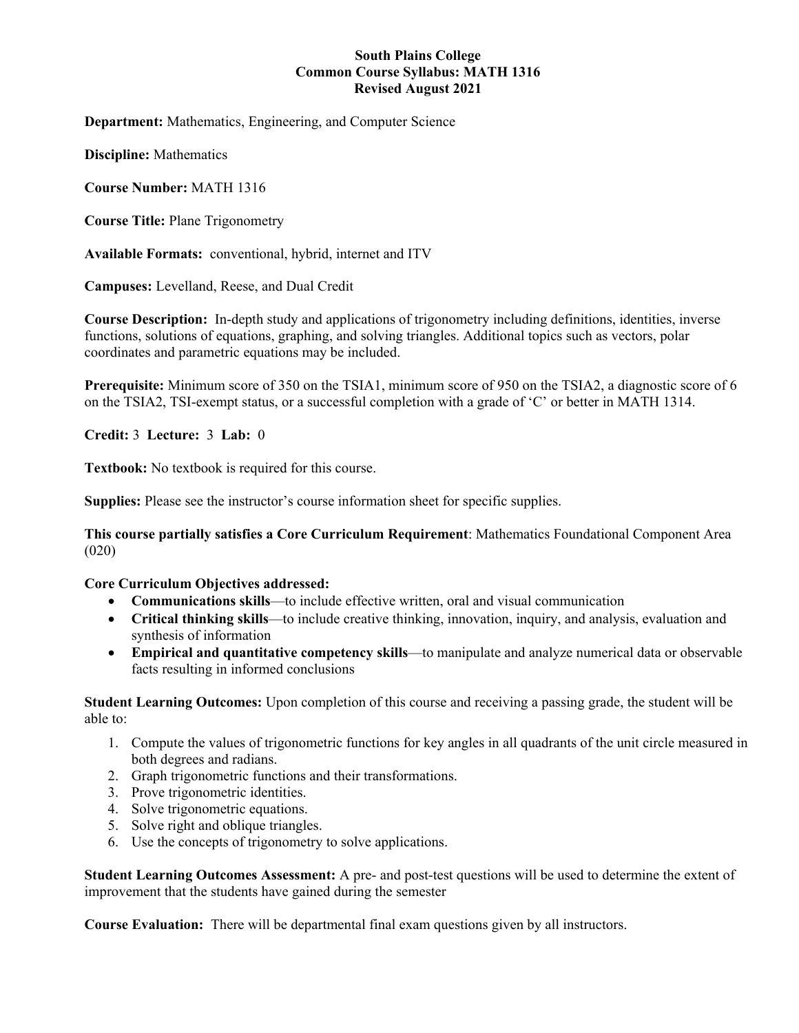# South Plains College
# Common Course Syllabus: MATH 1316
# Revised August 2021

**Department:** Mathematics, Engineering, and Computer Science

**Discipline:** Mathematics

**Course Number:** MATH 1316

**Course Title:** Plane Trigonometry

**Available Formats:** conventional, hybrid, internet and ITV

**Campuses:** Levelland, Reese, and Dual Credit

**Course Description:** In-depth study and applications of trigonometry including definitions, identities, inverse functions, solutions of equations, graphing, and solving triangles. Additional topics such as vectors, polar coordinates and parametric equations may be included.

**Prerequisite:** Minimum score of 350 on the TSIA1, minimum score of 950 on the TSIA2, a diagnostic score of 6 on the TSIA2, TSI-exempt status, or a successful completion with a grade of 'C' or better in MATH 1314.

**Credit:** 3 **Lecture:** 3 **Lab:** 0

**Textbook:** No textbook is required for this course.

**Supplies:** Please see the instructor's course information sheet for specific supplies.

**This course partially satisfies a Core Curriculum Requirement**: Mathematics Foundational Component Area (020)

**Core Curriculum Objectives addressed:**

- **Communications skills**—to include effective written, oral and visual communication
- **Critical thinking skills**—to include creative thinking, innovation, inquiry, and analysis, evaluation and synthesis of information
- **Empirical and quantitative competency skills**—to manipulate and analyze numerical data or observable facts resulting in informed conclusions

**Student Learning Outcomes:** Upon completion of this course and receiving a passing grade, the student will be able to:

1. Compute the values of trigonometric functions for key angles in all quadrants of the unit circle measured in both degrees and radians.
2. Graph trigonometric functions and their transformations.
3. Prove trigonometric identities.
4. Solve trigonometric equations.
5. Solve right and oblique triangles.
6. Use the concepts of trigonometry to solve applications.

**Student Learning Outcomes Assessment:** A pre- and post-test questions will be used to determine the extent of improvement that the students have gained during the semester

**Course Evaluation:** There will be departmental final exam questions given by all instructors.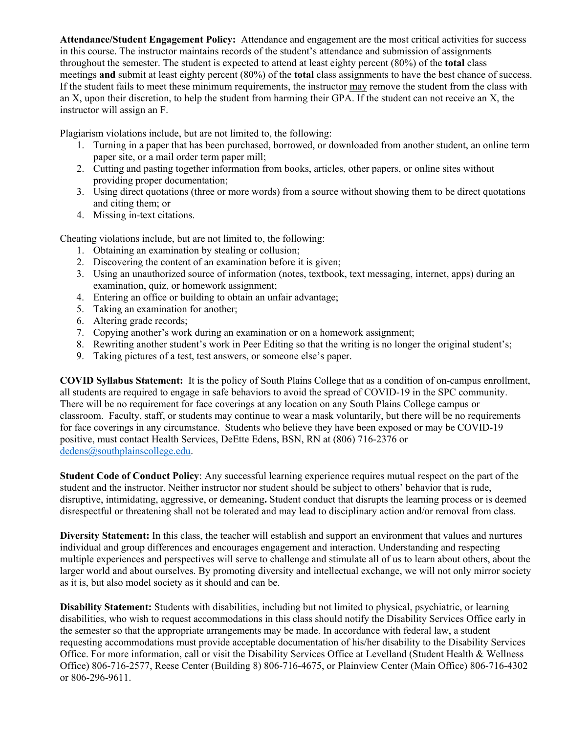**Attendance/Student Engagement Policy:** Attendance and engagement are the most critical activities for success in this course. The instructor maintains records of the student's attendance and submission of assignments throughout the semester. The student is expected to attend at least eighty percent (80%) of the **total** class meetings **and** submit at least eighty percent (80%) of the **total** class assignments to have the best chance of success. If the student fails to meet these minimum requirements, the instructor <u>may</u> remove the student from the class with an X, upon their discretion, to help the student from harming their GPA. If the student can not receive an X, the instructor will assign an F.

Plagiarism violations include, but are not limited to, the following:

1. Turning in a paper that has been purchased, borrowed, or downloaded from another student, an online term paper site, or a mail order term paper mill;
2. Cutting and pasting together information from books, articles, other papers, or online sites without providing proper documentation;
3. Using direct quotations (three or more words) from a source without showing them to be direct quotations and citing them; or
4. Missing in-text citations.

Cheating violations include, but are not limited to, the following:

1. Obtaining an examination by stealing or collusion;
2. Discovering the content of an examination before it is given;
3. Using an unauthorized source of information (notes, textbook, text messaging, internet, apps) during an examination, quiz, or homework assignment;
4. Entering an office or building to obtain an unfair advantage;
5. Taking an examination for another;
6. Altering grade records;
7. Copying another's work during an examination or on a homework assignment;
8. Rewriting another student's work in Peer Editing so that the writing is no longer the original student's;
9. Taking pictures of a test, test answers, or someone else's paper.

**COVID Syllabus Statement:** It is the policy of South Plains College that as a condition of on-campus enrollment, all students are required to engage in safe behaviors to avoid the spread of COVID-19 in the SPC community. There will be no requirement for face coverings at any location on any South Plains College campus or classroom. Faculty, staff, or students may continue to wear a mask voluntarily, but there will be no requirements for face coverings in any circumstance. Students who believe they have been exposed or may be COVID-19 positive, must contact Health Services, DeEtte Edens, BSN, RN at (806) 716-2376 or dedens@southplainscollege.edu.

**Student Code of Conduct Policy**: Any successful learning experience requires mutual respect on the part of the student and the instructor. Neither instructor nor student should be subject to others' behavior that is rude, disruptive, intimidating, aggressive, or demeaning**.** Student conduct that disrupts the learning process or is deemed disrespectful or threatening shall not be tolerated and may lead to disciplinary action and/or removal from class.

**Diversity Statement:** In this class, the teacher will establish and support an environment that values and nurtures individual and group differences and encourages engagement and interaction. Understanding and respecting multiple experiences and perspectives will serve to challenge and stimulate all of us to learn about others, about the larger world and about ourselves. By promoting diversity and intellectual exchange, we will not only mirror society as it is, but also model society as it should and can be.

**Disability Statement:** Students with disabilities, including but not limited to physical, psychiatric, or learning disabilities, who wish to request accommodations in this class should notify the Disability Services Office early in the semester so that the appropriate arrangements may be made. In accordance with federal law, a student requesting accommodations must provide acceptable documentation of his/her disability to the Disability Services Office. For more information, call or visit the Disability Services Office at Levelland (Student Health & Wellness Office) 806-716-2577, Reese Center (Building 8) 806-716-4675, or Plainview Center (Main Office) 806-716-4302 or 806-296-9611.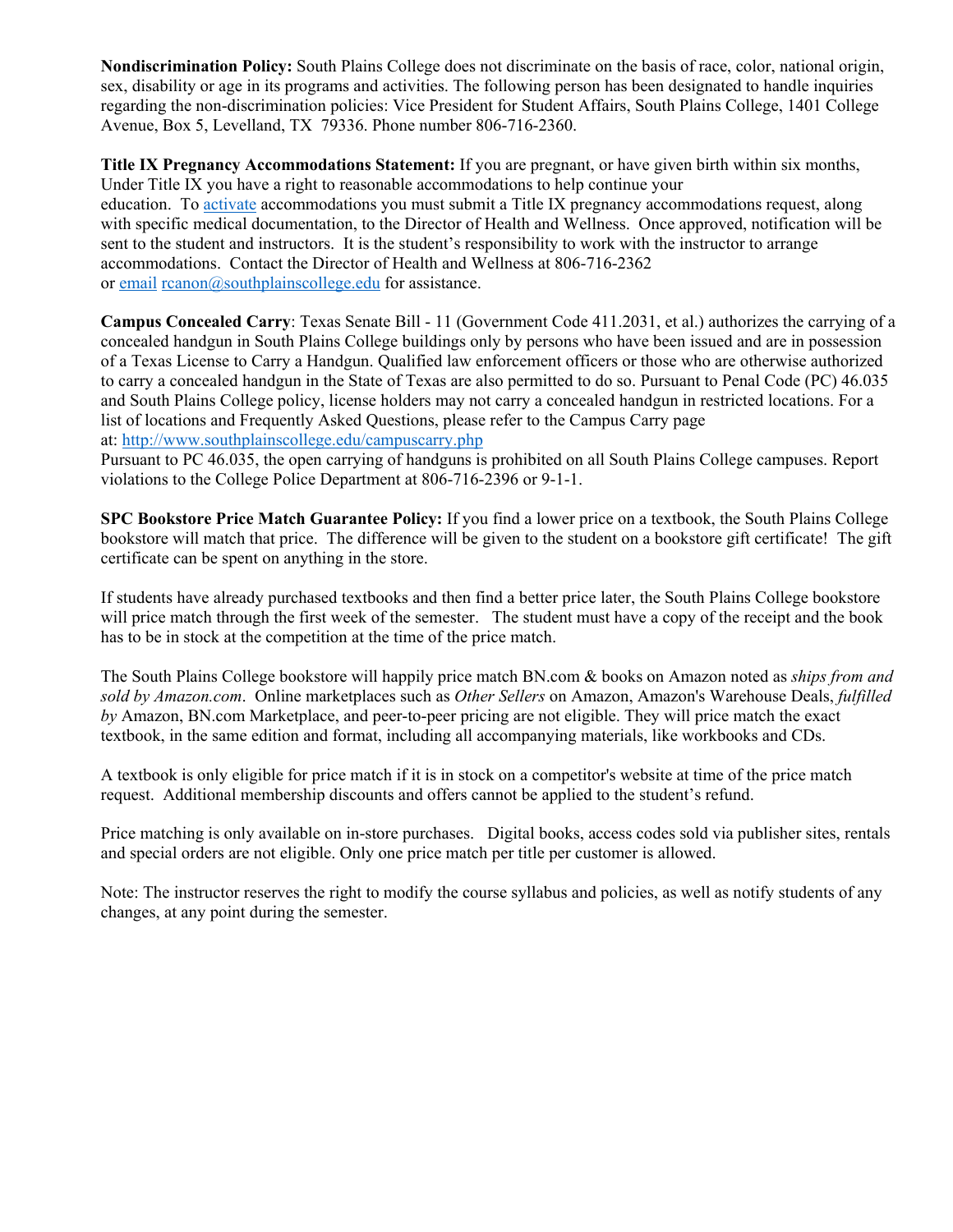**Nondiscrimination Policy:** South Plains College does not discriminate on the basis of race, color, national origin, sex, disability or age in its programs and activities. The following person has been designated to handle inquiries regarding the non-discrimination policies: Vice President for Student Affairs, South Plains College, 1401 College Avenue, Box 5, Levelland, TX 79336. Phone number 806-716-2360.

**Title IX Pregnancy Accommodations Statement:** If you are pregnant, or have given birth within six months, Under Title IX you have a right to reasonable accommodations to help continue your education. To activate accommodations you must submit a Title IX pregnancy accommodations request, along with specific medical documentation, to the Director of Health and Wellness. Once approved, notification will be sent to the student and instructors. It is the student's responsibility to work with the instructor to arrange accommodations. Contact the Director of Health and Wellness at 806-716-2362 or email rcanon@southplainscollege.edu for assistance.

**Campus Concealed Carry**: Texas Senate Bill - 11 (Government Code 411.2031, et al.) authorizes the carrying of a concealed handgun in South Plains College buildings only by persons who have been issued and are in possession of a Texas License to Carry a Handgun. Qualified law enforcement officers or those who are otherwise authorized to carry a concealed handgun in the State of Texas are also permitted to do so. Pursuant to Penal Code (PC) 46.035 and South Plains College policy, license holders may not carry a concealed handgun in restricted locations. For a list of locations and Frequently Asked Questions, please refer to the Campus Carry page at: http://www.southplainscollege.edu/campuscarry.php
Pursuant to PC 46.035, the open carrying of handguns is prohibited on all South Plains College campuses. Report violations to the College Police Department at 806-716-2396 or 9-1-1.

**SPC Bookstore Price Match Guarantee Policy:** If you find a lower price on a textbook, the South Plains College bookstore will match that price. The difference will be given to the student on a bookstore gift certificate! The gift certificate can be spent on anything in the store.

If students have already purchased textbooks and then find a better price later, the South Plains College bookstore will price match through the first week of the semester. The student must have a copy of the receipt and the book has to be in stock at the competition at the time of the price match.

The South Plains College bookstore will happily price match BN.com & books on Amazon noted as *ships from and sold by Amazon.com*. Online marketplaces such as *Other Sellers* on Amazon, Amazon's Warehouse Deals, *fulfilled by* Amazon, BN.com Marketplace, and peer-to-peer pricing are not eligible. They will price match the exact textbook, in the same edition and format, including all accompanying materials, like workbooks and CDs.

A textbook is only eligible for price match if it is in stock on a competitor's website at time of the price match request. Additional membership discounts and offers cannot be applied to the student's refund.

Price matching is only available on in-store purchases. Digital books, access codes sold via publisher sites, rentals and special orders are not eligible. Only one price match per title per customer is allowed.

Note: The instructor reserves the right to modify the course syllabus and policies, as well as notify students of any changes, at any point during the semester.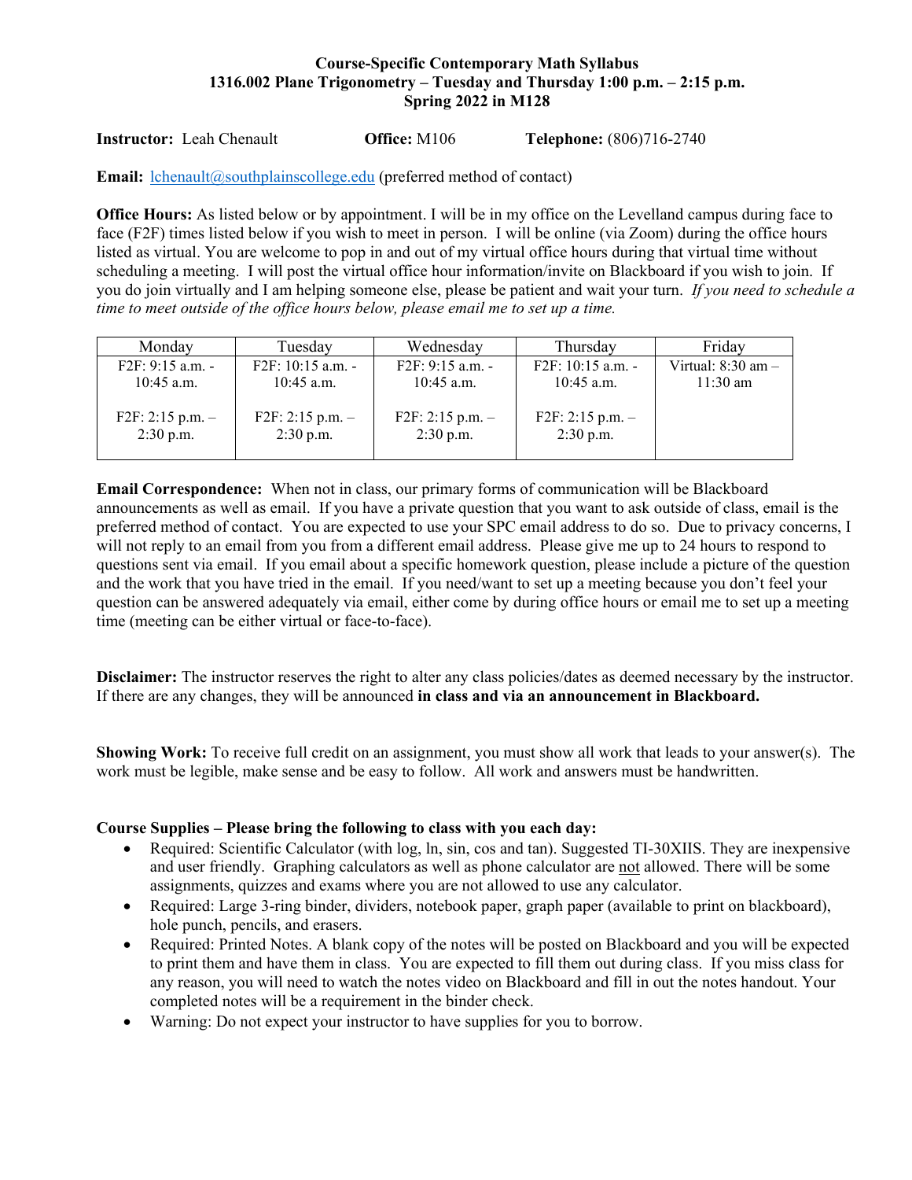**Course-Specific Contemporary Math Syllabus**
**1316.002 Plane Trigonometry – Tuesday and Thursday 1:00 p.m. – 2:15 p.m.**
**Spring 2022 in M128**

**Instructor:** Leah Chenault **Office:** M106 **Telephone:** (806)716-2740

**Email:** lchenault@southplainscollege.edu (preferred method of contact)

**Office Hours:** As listed below or by appointment. I will be in my office on the Levelland campus during face to face (F2F) times listed below if you wish to meet in person. I will be online (via Zoom) during the office hours listed as virtual. You are welcome to pop in and out of my virtual office hours during that virtual time without scheduling a meeting. I will post the virtual office hour information/invite on Blackboard if you wish to join. If you do join virtually and I am helping someone else, please be patient and wait your turn. *If you need to schedule a time to meet outside of the office hours below, please email me to set up a time.*

| Monday | Tuesday | Wednesday | Thursday | Friday |
|---|---|---|---|---|
| F2F: 9:15 a.m. - 10:45 a.m.<br><br>F2F: 2:15 p.m. – 2:30 p.m. | F2F: 10:15 a.m. - 10:45 a.m.<br><br>F2F: 2:15 p.m. – 2:30 p.m. | F2F: 9:15 a.m. - 10:45 a.m.<br><br>F2F: 2:15 p.m. – 2:30 p.m. | F2F: 10:15 a.m. - 10:45 a.m.<br><br>F2F: 2:15 p.m. – 2:30 p.m. | Virtual: 8:30 am – 11:30 am |

**Email Correspondence:** When not in class, our primary forms of communication will be Blackboard announcements as well as email. If you have a private question that you want to ask outside of class, email is the preferred method of contact. You are expected to use your SPC email address to do so. Due to privacy concerns, I will not reply to an email from you from a different email address. Please give me up to 24 hours to respond to questions sent via email. If you email about a specific homework question, please include a picture of the question and the work that you have tried in the email. If you need/want to set up a meeting because you don't feel your question can be answered adequately via email, either come by during office hours or email me to set up a meeting time (meeting can be either virtual or face-to-face).

**Disclaimer:** The instructor reserves the right to alter any class policies/dates as deemed necessary by the instructor. If there are any changes, they will be announced **in class and via an announcement in Blackboard.**

**Showing Work:** To receive full credit on an assignment, you must show all work that leads to your answer(s). The work must be legible, make sense and be easy to follow. All work and answers must be handwritten.

**Course Supplies – Please bring the following to class with you each day:**

- Required: Scientific Calculator (with log, ln, sin, cos and tan). Suggested TI-30XIIS. They are inexpensive and user friendly. Graphing calculators as well as phone calculator are not allowed. There will be some assignments, quizzes and exams where you are not allowed to use any calculator.
- Required: Large 3-ring binder, dividers, notebook paper, graph paper (available to print on blackboard), hole punch, pencils, and erasers.
- Required: Printed Notes. A blank copy of the notes will be posted on Blackboard and you will be expected to print them and have them in class. You are expected to fill them out during class. If you miss class for any reason, you will need to watch the notes video on Blackboard and fill in out the notes handout. Your completed notes will be a requirement in the binder check.
- Warning: Do not expect your instructor to have supplies for you to borrow.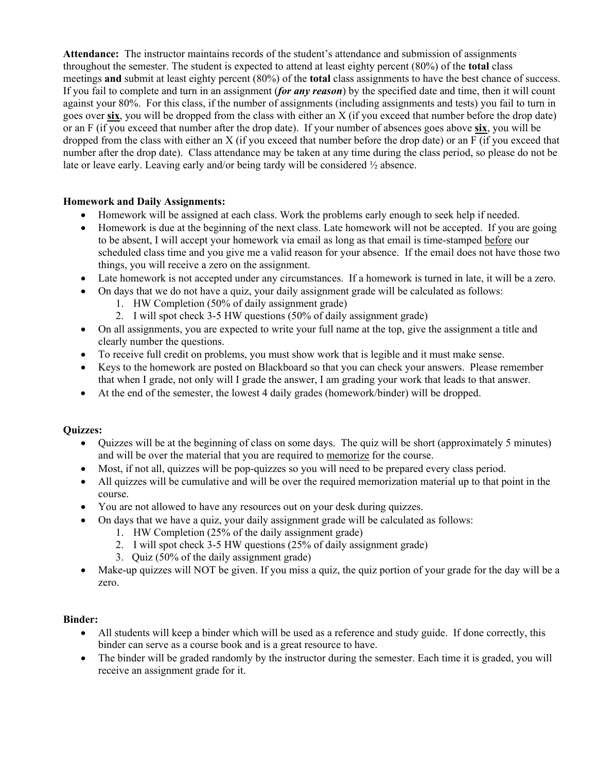**Attendance:** The instructor maintains records of the student's attendance and submission of assignments throughout the semester. The student is expected to attend at least eighty percent (80%) of the **total** class meetings **and** submit at least eighty percent (80%) of the **total** class assignments to have the best chance of success. If you fail to complete and turn in an assignment (***for any reason***) by the specified date and time, then it will count against your 80%. For this class, if the number of assignments (including assignments and tests) you fail to turn in goes over <u>**six**</u>, you will be dropped from the class with either an X (if you exceed that number before the drop date) or an F (if you exceed that number after the drop date). If your number of absences goes above <u>**six**</u>, you will be dropped from the class with either an X (if you exceed that number before the drop date) or an F (if you exceed that number after the drop date). Class attendance may be taken at any time during the class period, so please do not be late or leave early. Leaving early and/or being tardy will be considered ½ absence.

**Homework and Daily Assignments:**

- Homework will be assigned at each class. Work the problems early enough to seek help if needed.
- Homework is due at the beginning of the next class. Late homework will not be accepted. If you are going to be absent, I will accept your homework via email as long as that email is time-stamped <u>before</u> our scheduled class time and you give me a valid reason for your absence. If the email does not have those two things, you will receive a zero on the assignment.
- Late homework is not accepted under any circumstances. If a homework is turned in late, it will be a zero.
- On days that we do not have a quiz, your daily assignment grade will be calculated as follows:
    1. HW Completion (50% of daily assignment grade)
    2. I will spot check 3-5 HW questions (50% of daily assignment grade)
- On all assignments, you are expected to write your full name at the top, give the assignment a title and clearly number the questions.
- To receive full credit on problems, you must show work that is legible and it must make sense.
- Keys to the homework are posted on Blackboard so that you can check your answers. Please remember that when I grade, not only will I grade the answer, I am grading your work that leads to that answer.
- At the end of the semester, the lowest 4 daily grades (homework/binder) will be dropped.

**Quizzes:**

- Quizzes will be at the beginning of class on some days. The quiz will be short (approximately 5 minutes) and will be over the material that you are required to <u>memorize</u> for the course.
- Most, if not all, quizzes will be pop-quizzes so you will need to be prepared every class period.
- All quizzes will be cumulative and will be over the required memorization material up to that point in the course.
- You are not allowed to have any resources out on your desk during quizzes.
- On days that we have a quiz, your daily assignment grade will be calculated as follows:
    1. HW Completion (25% of the daily assignment grade)
    2. I will spot check 3-5 HW questions (25% of daily assignment grade)
    3. Quiz (50% of the daily assignment grade)
- Make-up quizzes will NOT be given. If you miss a quiz, the quiz portion of your grade for the day will be a zero.

**Binder:**

- All students will keep a binder which will be used as a reference and study guide. If done correctly, this binder can serve as a course book and is a great resource to have.
- The binder will be graded randomly by the instructor during the semester. Each time it is graded, you will receive an assignment grade for it.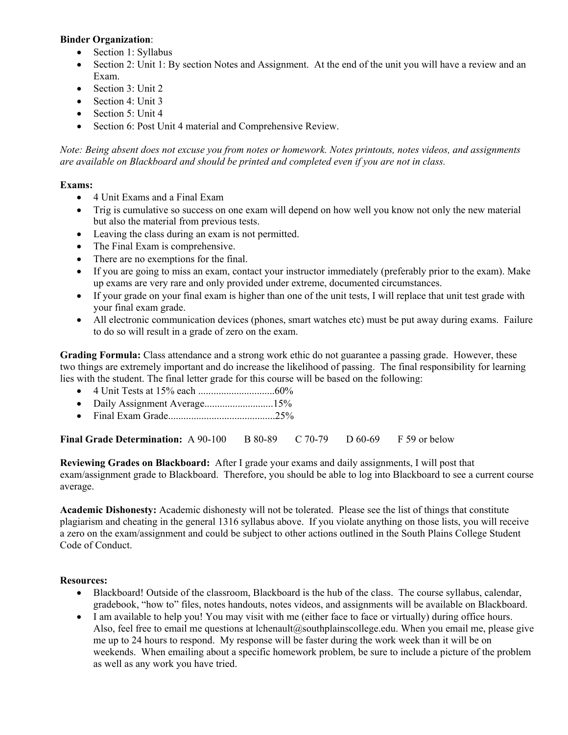**Binder Organization**:

- Section 1: Syllabus
- Section 2: Unit 1: By section Notes and Assignment. At the end of the unit you will have a review and an Exam.
- Section 3: Unit 2
- Section 4: Unit 3
- Section 5: Unit 4
- Section 6: Post Unit 4 material and Comprehensive Review.

*Note: Being absent does not excuse you from notes or homework. Notes printouts, notes videos, and assignments are available on Blackboard and should be printed and completed even if you are not in class.*

**Exams:**

- 4 Unit Exams and a Final Exam
- Trig is cumulative so success on one exam will depend on how well you know not only the new material but also the material from previous tests.
- Leaving the class during an exam is not permitted.
- The Final Exam is comprehensive.
- There are no exemptions for the final.
- If you are going to miss an exam, contact your instructor immediately (preferably prior to the exam). Make up exams are very rare and only provided under extreme, documented circumstances.
- If your grade on your final exam is higher than one of the unit tests, I will replace that unit test grade with your final exam grade.
- All electronic communication devices (phones, smart watches etc) must be put away during exams. Failure to do so will result in a grade of zero on the exam.

**Grading Formula:** Class attendance and a strong work ethic do not guarantee a passing grade. However, these two things are extremely important and do increase the likelihood of passing. The final responsibility for learning lies with the student. The final letter grade for this course will be based on the following:

- 4 Unit Tests at 15% each .............................60%
- Daily Assignment Average...........................15%
- Final Exam Grade..........................................25%

**Final Grade Determination:** A 90-100 B 80-89 C 70-79 D 60-69 F 59 or below

**Reviewing Grades on Blackboard:** After I grade your exams and daily assignments, I will post that exam/assignment grade to Blackboard. Therefore, you should be able to log into Blackboard to see a current course average.

**Academic Dishonesty:** Academic dishonesty will not be tolerated. Please see the list of things that constitute plagiarism and cheating in the general 1316 syllabus above. If you violate anything on those lists, you will receive a zero on the exam/assignment and could be subject to other actions outlined in the South Plains College Student Code of Conduct.

**Resources:**

- Blackboard! Outside of the classroom, Blackboard is the hub of the class. The course syllabus, calendar, gradebook, "how to" files, notes handouts, notes videos, and assignments will be available on Blackboard.
- I am available to help you! You may visit with me (either face to face or virtually) during office hours. Also, feel free to email me questions at lchenault@southplainscollege.edu. When you email me, please give me up to 24 hours to respond. My response will be faster during the work week than it will be on weekends. When emailing about a specific homework problem, be sure to include a picture of the problem as well as any work you have tried.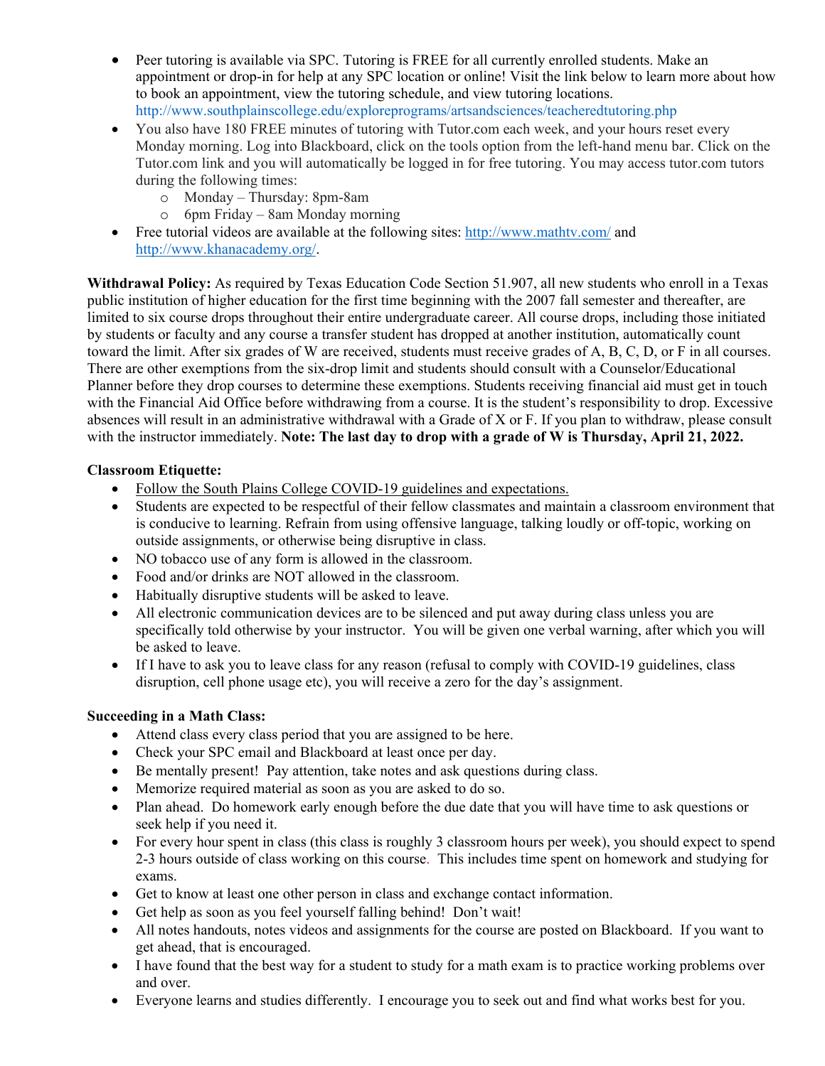- Peer tutoring is available via SPC. Tutoring is FREE for all currently enrolled students. Make an appointment or drop-in for help at any SPC location or online! Visit the link below to learn more about how to book an appointment, view the tutoring schedule, and view tutoring locations. http://www.southplainscollege.edu/exploreprograms/artsandsciences/teacheredtutoring.php
- You also have 180 FREE minutes of tutoring with Tutor.com each week, and your hours reset every Monday morning. Log into Blackboard, click on the tools option from the left-hand menu bar. Click on the Tutor.com link and you will automatically be logged in for free tutoring. You may access tutor.com tutors during the following times:
  - Monday – Thursday: 8pm-8am
  - 6pm Friday – 8am Monday morning
- Free tutorial videos are available at the following sites: http://www.mathtv.com/ and http://www.khanacademy.org/.

**Withdrawal Policy:** As required by Texas Education Code Section 51.907, all new students who enroll in a Texas public institution of higher education for the first time beginning with the 2007 fall semester and thereafter, are limited to six course drops throughout their entire undergraduate career. All course drops, including those initiated by students or faculty and any course a transfer student has dropped at another institution, automatically count toward the limit. After six grades of W are received, students must receive grades of A, B, C, D, or F in all courses. There are other exemptions from the six-drop limit and students should consult with a Counselor/Educational Planner before they drop courses to determine these exemptions. Students receiving financial aid must get in touch with the Financial Aid Office before withdrawing from a course. It is the student's responsibility to drop. Excessive absences will result in an administrative withdrawal with a Grade of X or F. If you plan to withdraw, please consult with the instructor immediately. **Note: The last day to drop with a grade of W is Thursday, April 21, 2022.**

**Classroom Etiquette:**

- Follow the South Plains College COVID-19 guidelines and expectations.
- Students are expected to be respectful of their fellow classmates and maintain a classroom environment that is conducive to learning. Refrain from using offensive language, talking loudly or off-topic, working on outside assignments, or otherwise being disruptive in class.
- NO tobacco use of any form is allowed in the classroom.
- Food and/or drinks are NOT allowed in the classroom.
- Habitually disruptive students will be asked to leave.
- All electronic communication devices are to be silenced and put away during class unless you are specifically told otherwise by your instructor. You will be given one verbal warning, after which you will be asked to leave.
- If I have to ask you to leave class for any reason (refusal to comply with COVID-19 guidelines, class disruption, cell phone usage etc), you will receive a zero for the day's assignment.

**Succeeding in a Math Class:**

- Attend class every class period that you are assigned to be here.
- Check your SPC email and Blackboard at least once per day.
- Be mentally present! Pay attention, take notes and ask questions during class.
- Memorize required material as soon as you are asked to do so.
- Plan ahead. Do homework early enough before the due date that you will have time to ask questions or seek help if you need it.
- For every hour spent in class (this class is roughly 3 classroom hours per week), you should expect to spend 2-3 hours outside of class working on this course. This includes time spent on homework and studying for exams.
- Get to know at least one other person in class and exchange contact information.
- Get help as soon as you feel yourself falling behind! Don't wait!
- All notes handouts, notes videos and assignments for the course are posted on Blackboard. If you want to get ahead, that is encouraged.
- I have found that the best way for a student to study for a math exam is to practice working problems over and over.
- Everyone learns and studies differently. I encourage you to seek out and find what works best for you.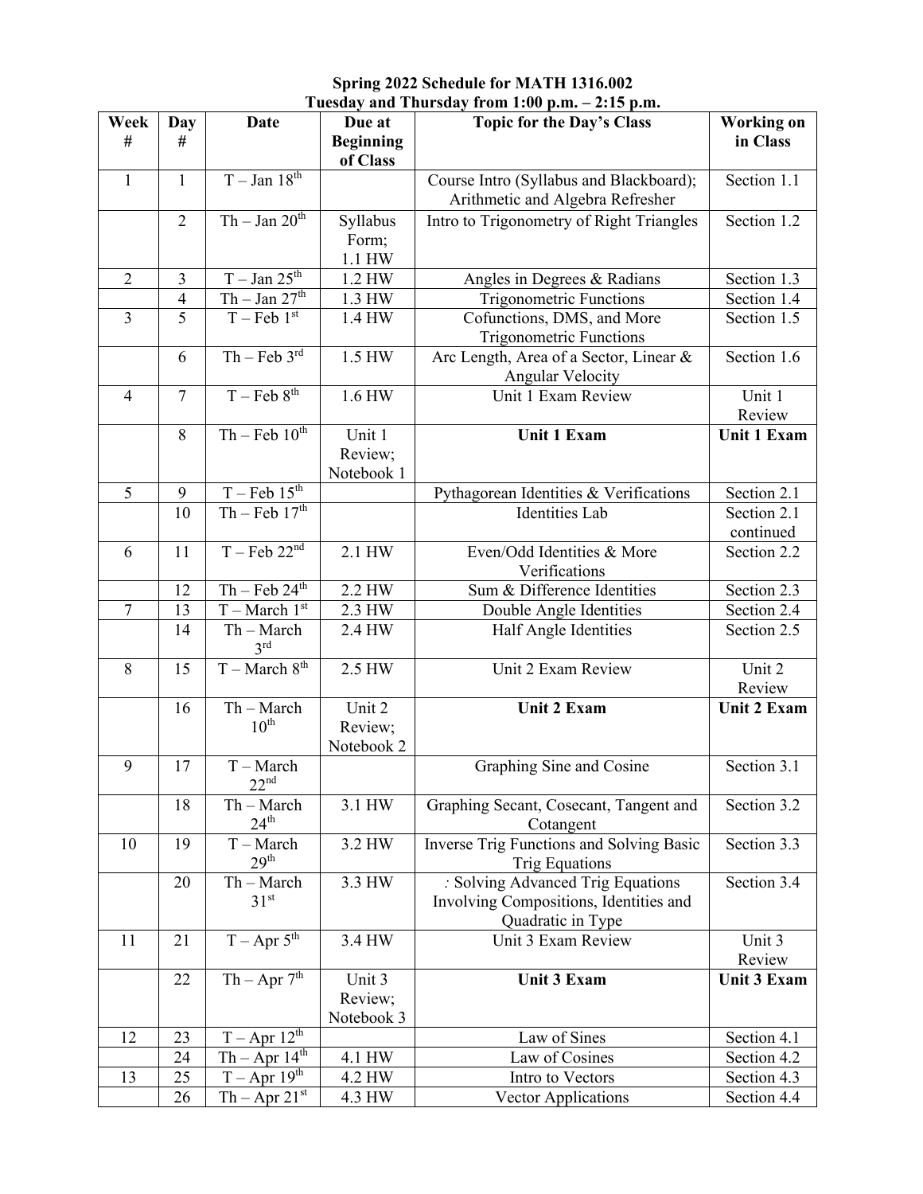**Spring 2022 Schedule for MATH 1316.002**
**Tuesday and Thursday from 1:00 p.m. – 2:15 p.m.**

| Week # | Day # | Date | Due at Beginning of Class | Topic for the Day's Class | Working on in Class |
|---|---|---|---|---|---|
| 1 | 1 | T – Jan 18th | | Course Intro (Syllabus and Blackboard); Arithmetic and Algebra Refresher | Section 1.1 |
| | 2 | Th – Jan 20th | Syllabus Form; 1.1 HW | Intro to Trigonometry of Right Triangles | Section 1.2 |
| 2 | 3 | T – Jan 25th | 1.2 HW | Angles in Degrees & Radians | Section 1.3 |
| | 4 | Th – Jan 27th | 1.3 HW | Trigonometric Functions | Section 1.4 |
| 3 | 5 | T – Feb 1st | 1.4 HW | Cofunctions, DMS, and More Trigonometric Functions | Section 1.5 |
| | 6 | Th – Feb 3rd | 1.5 HW | Arc Length, Area of a Sector, Linear & Angular Velocity | Section 1.6 |
| 4 | 7 | T – Feb 8th | 1.6 HW | Unit 1 Exam Review | Unit 1 Review |
| | 8 | Th – Feb 10th | Unit 1 Review; Notebook 1 | **Unit 1 Exam** | **Unit 1 Exam** |
| 5 | 9 | T – Feb 15th | | Pythagorean Identities & Verifications | Section 2.1 |
| | 10 | Th – Feb 17th | | Identities Lab | Section 2.1 continued |
| 6 | 11 | T – Feb 22nd | 2.1 HW | Even/Odd Identities & More Verifications | Section 2.2 |
| | 12 | Th – Feb 24th | 2.2 HW | Sum & Difference Identities | Section 2.3 |
| 7 | 13 | T – March 1st | 2.3 HW | Double Angle Identities | Section 2.4 |
| | 14 | Th – March 3rd | 2.4 HW | Half Angle Identities | Section 2.5 |
| 8 | 15 | T – March 8th | 2.5 HW | Unit 2 Exam Review | Unit 2 Review |
| | 16 | Th – March 10th | Unit 2 Review; Notebook 2 | **Unit 2 Exam** | **Unit 2 Exam** |
| 9 | 17 | T – March 22nd | | Graphing Sine and Cosine | Section 3.1 |
| | 18 | Th – March 24th | 3.1 HW | Graphing Secant, Cosecant, Tangent and Cotangent | Section 3.2 |
| 10 | 19 | T – March 29th | 3.2 HW | Inverse Trig Functions and Solving Basic Trig Equations | Section 3.3 |
| | 20 | Th – March 31st | 3.3 HW | *:* Solving Advanced Trig Equations Involving Compositions, Identities and Quadratic in Type | Section 3.4 |
| 11 | 21 | T – Apr 5th | 3.4 HW | Unit 3 Exam Review | Unit 3 Review |
| | 22 | Th – Apr 7th | Unit 3 Review; Notebook 3 | **Unit 3 Exam** | **Unit 3 Exam** |
| 12 | 23 | T – Apr 12th | | Law of Sines | Section 4.1 |
| | 24 | Th – Apr 14th | 4.1 HW | Law of Cosines | Section 4.2 |
| 13 | 25 | T – Apr 19th | 4.2 HW | Intro to Vectors | Section 4.3 |
| | 26 | Th – Apr 21st | 4.3 HW | Vector Applications | Section 4.4 |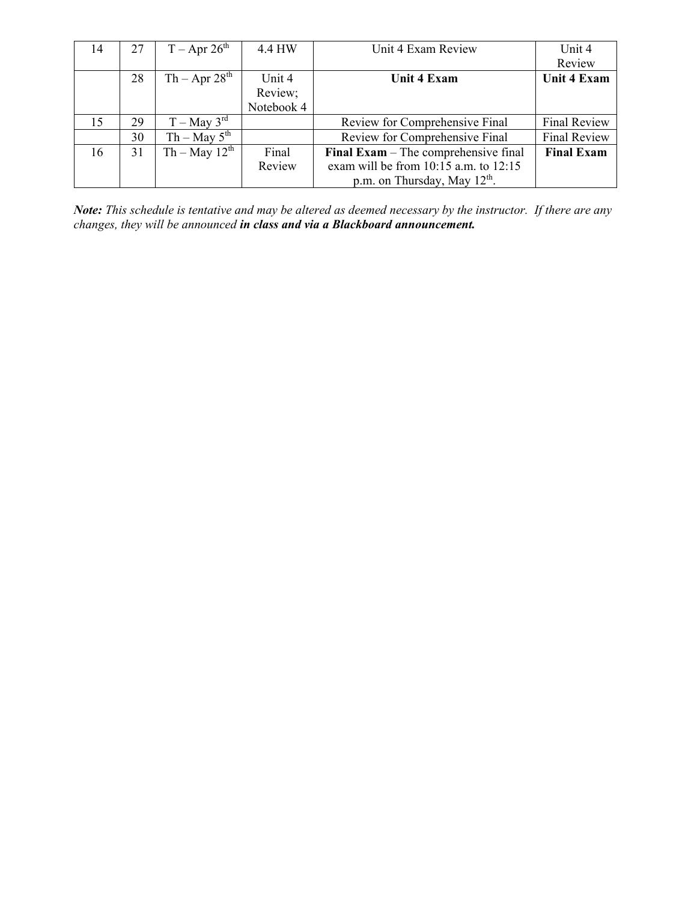| 14 | 27 | T – Apr 26th | 4.4 HW | Unit 4 Exam Review | Unit 4 Review |
|---|---|---|---|---|---|
| | 28 | Th – Apr 28th | Unit 4 Review; Notebook 4 | **Unit 4 Exam** | **Unit 4 Exam** |
| 15 | 29 | T – May 3rd | | Review for Comprehensive Final | Final Review |
| | 30 | Th – May 5th | | Review for Comprehensive Final | Final Review |
| 16 | 31 | Th – May 12th | Final Review | **Final Exam** – The comprehensive final exam will be from 10:15 a.m. to 12:15 p.m. on Thursday, May 12th. | **Final Exam** |

***Note:*** *This schedule is tentative and may be altered as deemed necessary by the instructor. If there are any changes, they will be announced* ***in class and via a Blackboard announcement.***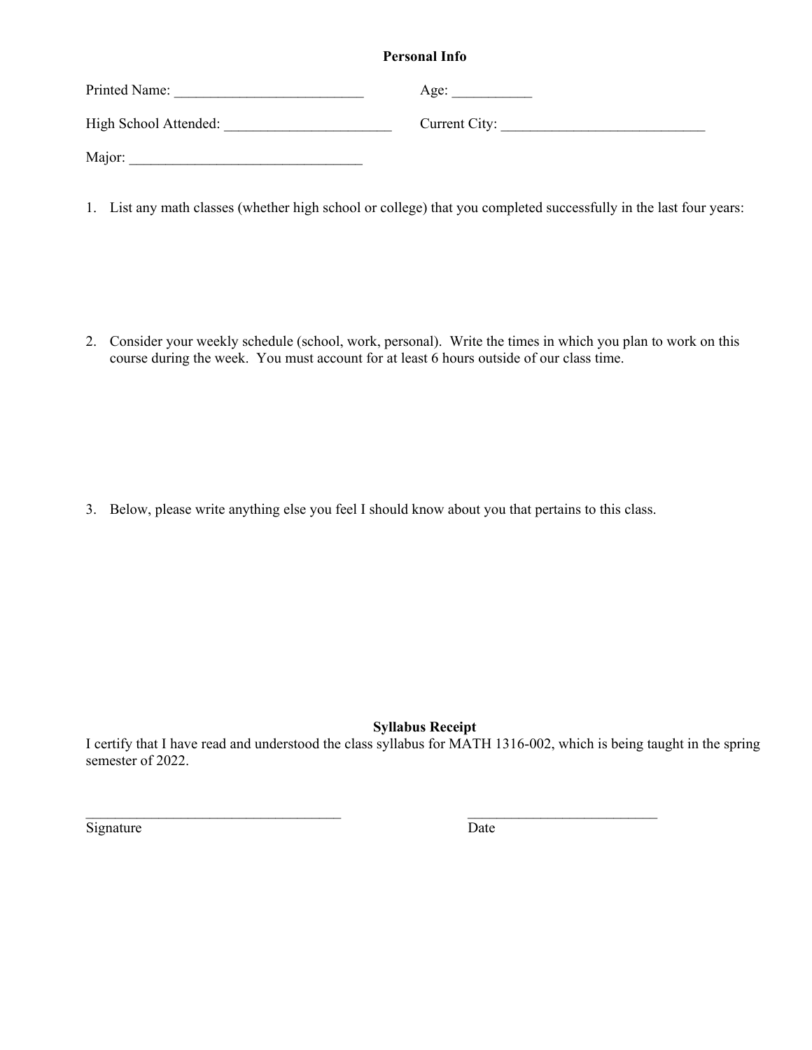## Personal Info

Printed Name: ___________________________ Age: ___________

High School Attended: _______________________ Current City: _____________________________

Major: ________________________________

1. List any math classes (whether high school or college) that you completed successfully in the last four years:

2. Consider your weekly schedule (school, work, personal). Write the times in which you plan to work on this course during the week. You must account for at least 6 hours outside of our class time.

3. Below, please write anything else you feel I should know about you that pertains to this class.

## Syllabus Receipt

I certify that I have read and understood the class syllabus for MATH 1316-002, which is being taught in the spring semester of 2022.

___________________________________ ___________________________

Signature Date